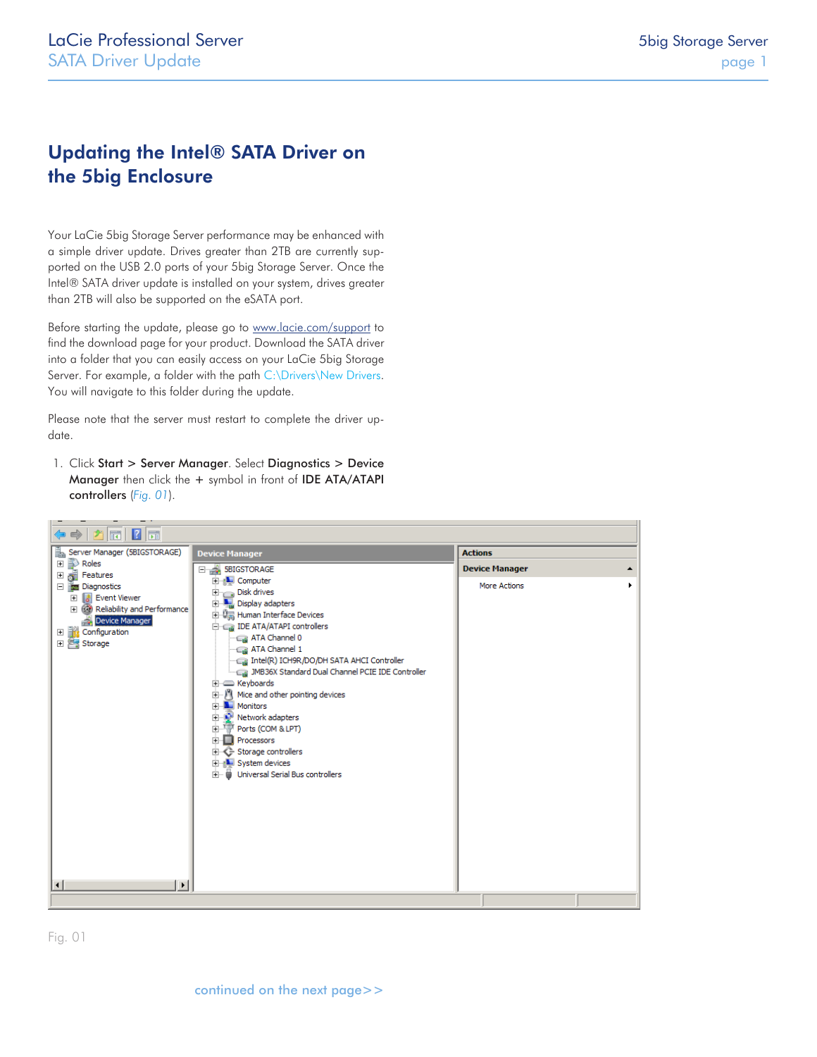# Updating the Intel® SATA Driver on the 5big Enclosure

Your LaCie 5big Storage Server performance may be enhanced with a simple driver update. Drives greater than 2TB are currently supported on the USB 2.0 ports of your 5big Storage Server. Once the Intel® SATA driver update is installed on your system, drives greater than 2TB will also be supported on the eSATA port.

Before starting the update, please go to [www.lacie.com/support](http://www.lacie.com/support) to find the download page for your product. Download the SATA driver into a folder that you can easily access on your LaCie 5big Storage Server. For example, a folder with the path C:\Drivers\New Drivers. You will navigate to this folder during the update.

Please note that the server must restart to complete the driver update.

1. Click **Start** > **Server Manager**. Select **Diagnostics** > **Device Manager** then click the + symbol in front of **IDE ATA/ATAPI controllers** (*Fig. 01*).

Fig. 01

continued on the next page>>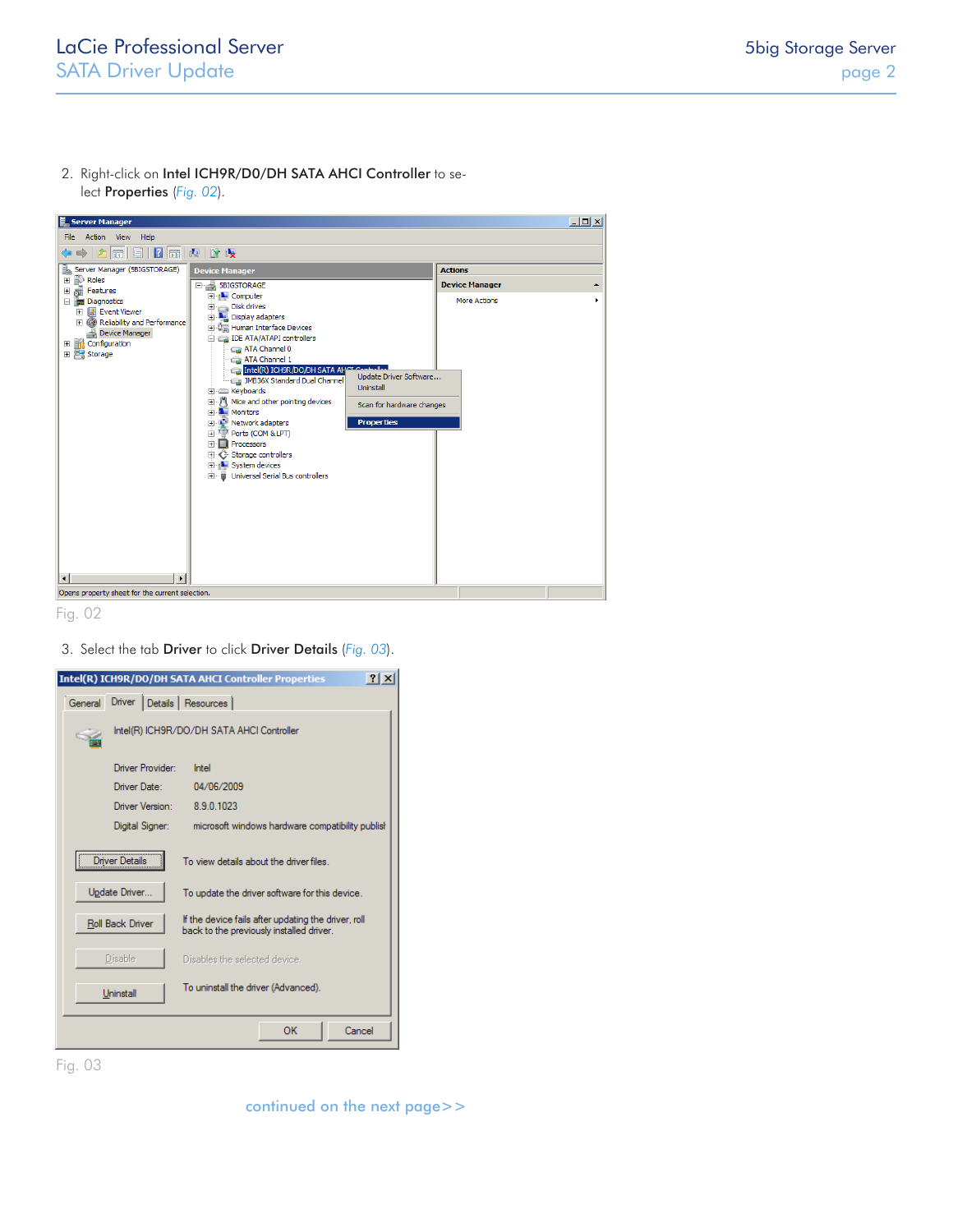2. Right-click on **Intel ICH9R/D0/DH SATA AHCI Controller** to select **Properties** (*Fig. 02*).

Fig. 02

3. Select the tab **Driver** to click **Driver Details** (*Fig. 03*).

Fig. 03

continued on the next page>>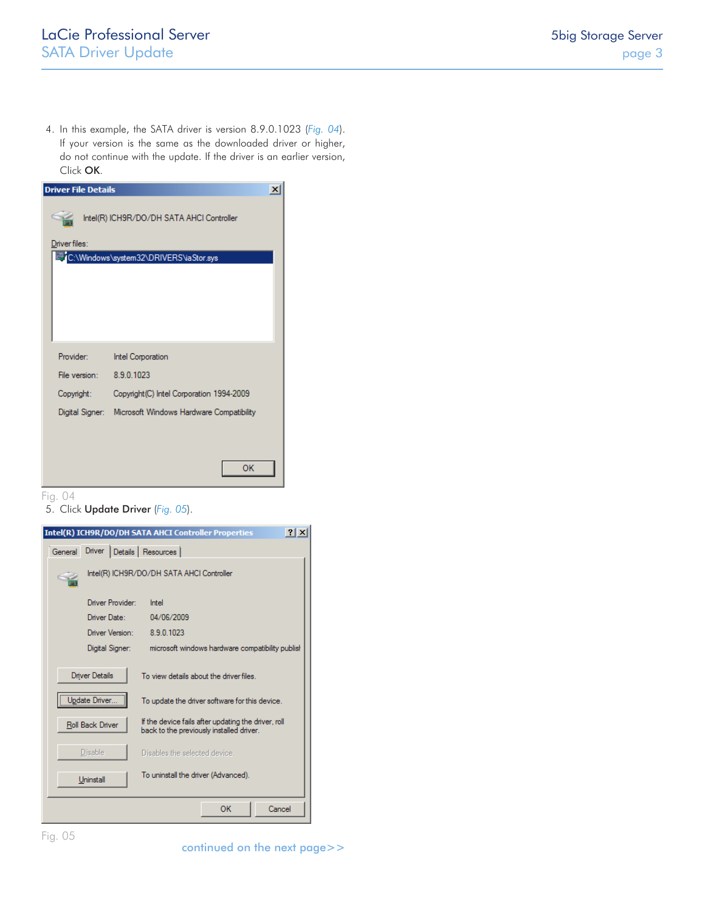4. In this example, the SATA driver is version 8.9.0.1023 (*Fig. 04*). If your version is the same as the downloaded driver or higher, do not continue with the update. If the driver is an earlier version, Click **OK**.

Fig. 04

5. Click **Update Driver** (*Fig. 05*).

Fig. 05

continued on the next page>>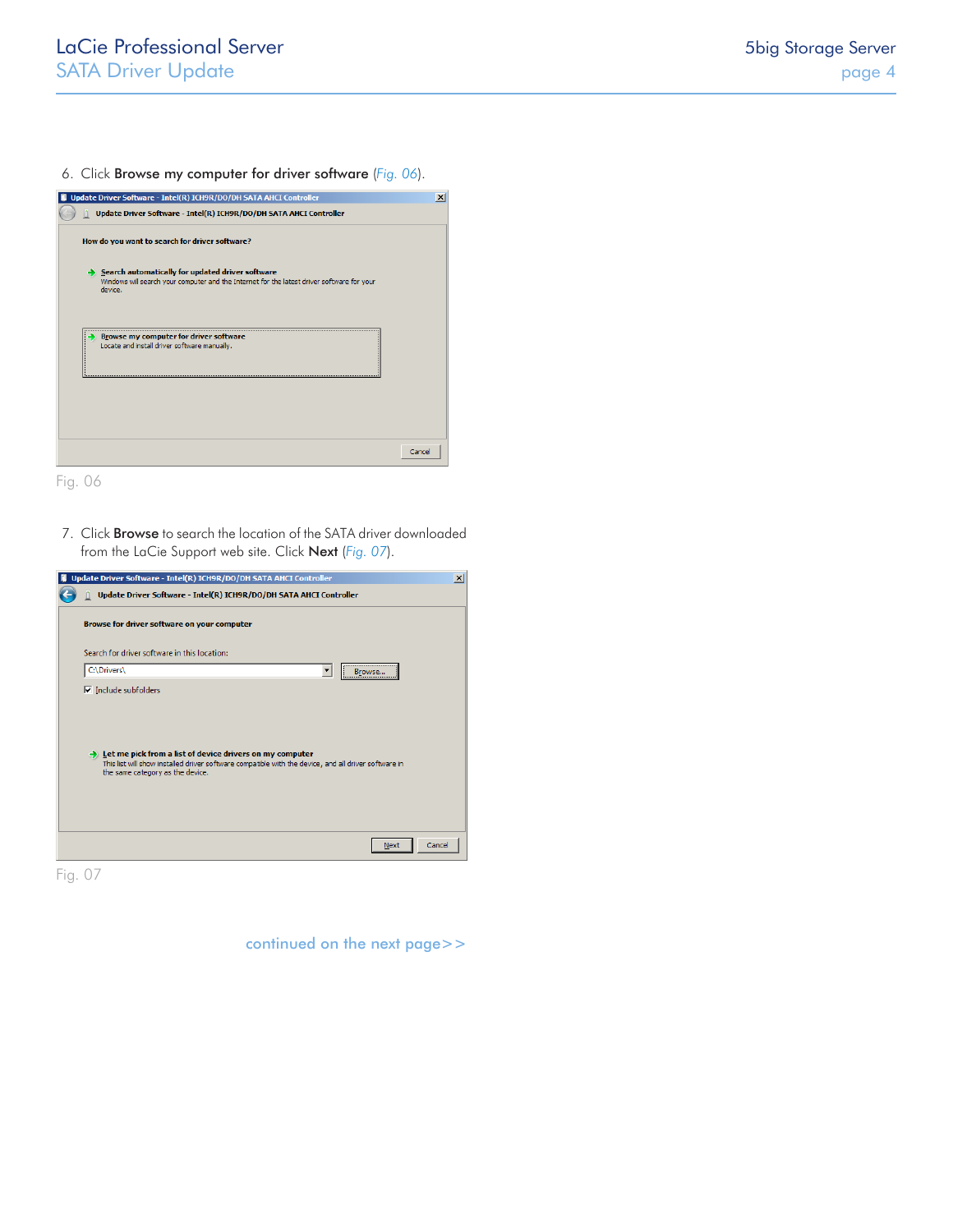6. Click **Browse my computer for driver software** (*Fig. 06*).

Fig. 06

7. Click **Browse** to search the location of the SATA driver downloaded from the LaCie Support web site. Click **Next** (*Fig. 07*).

Fig. 07

continued on the next page>>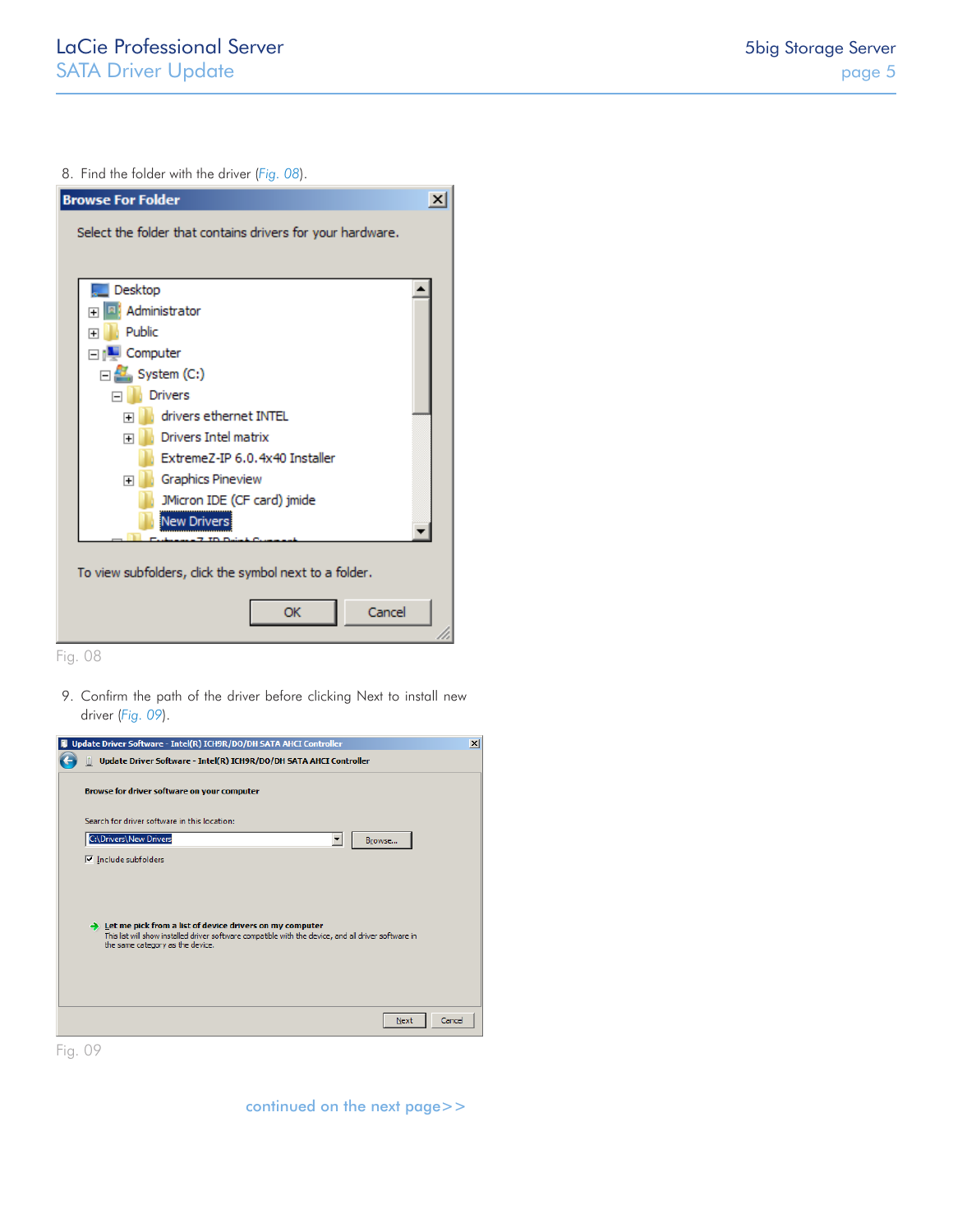8. Find the folder with the driver (*Fig. 08*).

Fig. 08

9. Confirm the path of the driver before clicking Next to install new driver (*Fig. 09*).

Fig. 09

continued on the next page>>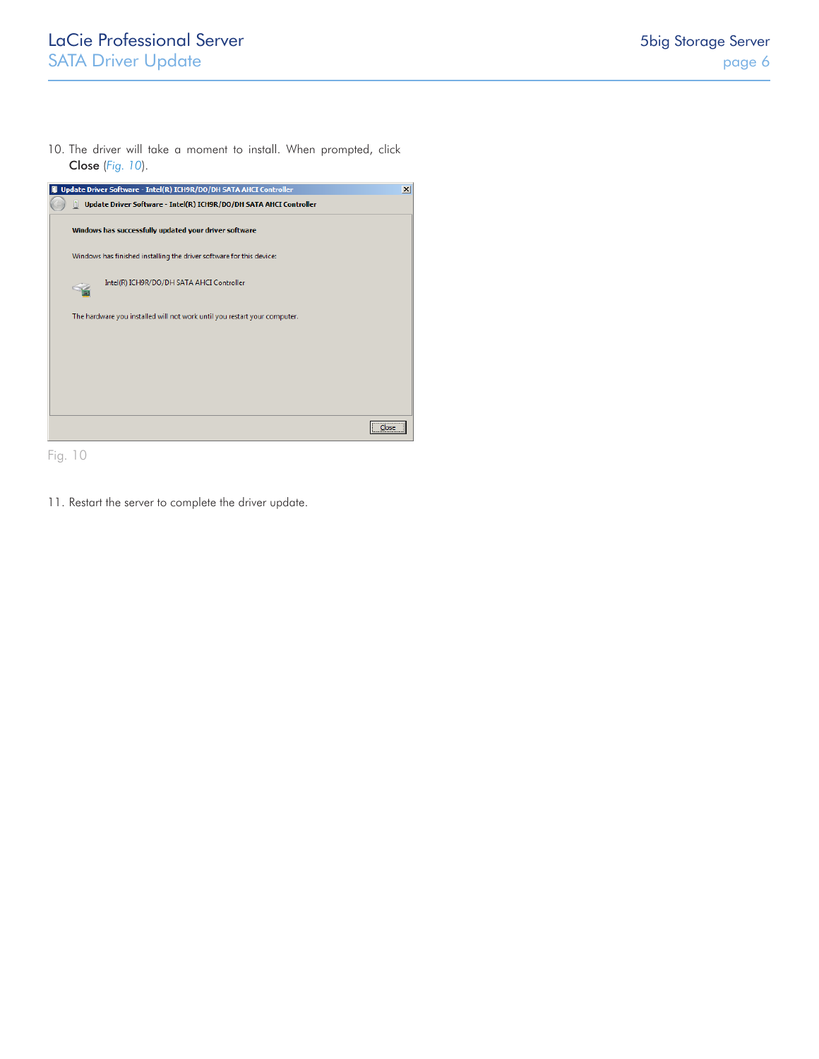10. The driver will take a moment to install. When prompted, click **Close** (*Fig. 10*).

Fig. 10

11. Restart the server to complete the driver update.